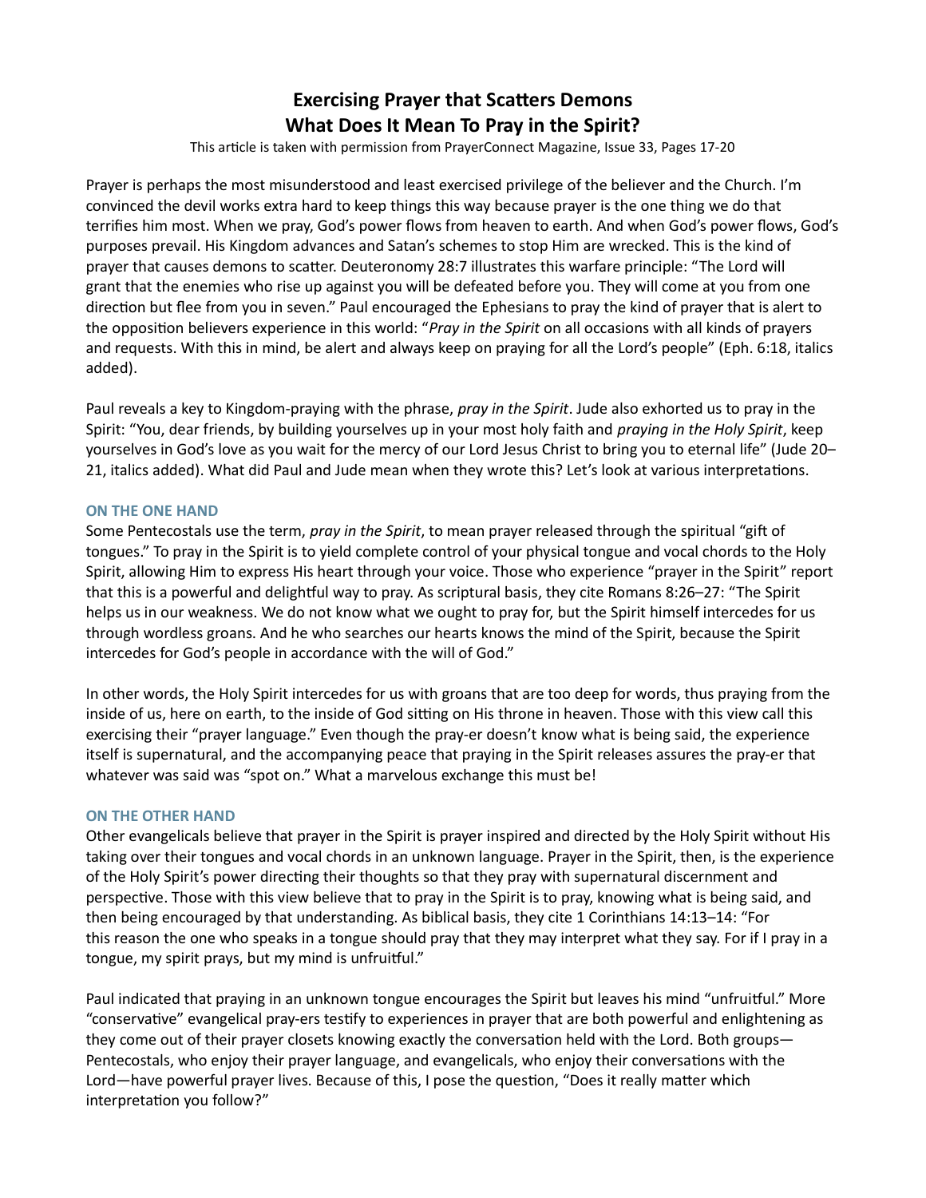# Exercising Prayer that Scatters Demons
# What Does It Mean To Pray in the Spirit?

This article is taken with permission from PrayerConnect Magazine, Issue 33, Pages 17-20

Prayer is perhaps the most misunderstood and least exercised privilege of the believer and the Church. I'm convinced the devil works extra hard to keep things this way because prayer is the one thing we do that terrifies him most. When we pray, God's power flows from heaven to earth. And when God's power flows, God's purposes prevail. His Kingdom advances and Satan's schemes to stop Him are wrecked. This is the kind of prayer that causes demons to scatter. Deuteronomy 28:7 illustrates this warfare principle: "The Lord will grant that the enemies who rise up against you will be defeated before you. They will come at you from one direction but flee from you in seven." Paul encouraged the Ephesians to pray the kind of prayer that is alert to the opposition believers experience in this world: "*Pray in the Spirit* on all occasions with all kinds of prayers and requests. With this in mind, be alert and always keep on praying for all the Lord's people" (Eph. 6:18, italics added).

Paul reveals a key to Kingdom-praying with the phrase, *pray in the Spirit*. Jude also exhorted us to pray in the Spirit: "You, dear friends, by building yourselves up in your most holy faith and *praying in the Holy Spirit*, keep yourselves in God's love as you wait for the mercy of our Lord Jesus Christ to bring you to eternal life" (Jude 20–21, italics added). What did Paul and Jude mean when they wrote this? Let's look at various interpretations.

## ON THE ONE HAND

Some Pentecostals use the term, *pray in the Spirit*, to mean prayer released through the spiritual "gift of tongues." To pray in the Spirit is to yield complete control of your physical tongue and vocal chords to the Holy Spirit, allowing Him to express His heart through your voice. Those who experience "prayer in the Spirit" report that this is a powerful and delightful way to pray. As scriptural basis, they cite Romans 8:26–27: "The Spirit helps us in our weakness. We do not know what we ought to pray for, but the Spirit himself intercedes for us through wordless groans. And he who searches our hearts knows the mind of the Spirit, because the Spirit intercedes for God's people in accordance with the will of God."

In other words, the Holy Spirit intercedes for us with groans that are too deep for words, thus praying from the inside of us, here on earth, to the inside of God sitting on His throne in heaven. Those with this view call this exercising their "prayer language." Even though the pray-er doesn't know what is being said, the experience itself is supernatural, and the accompanying peace that praying in the Spirit releases assures the pray-er that whatever was said was "spot on." What a marvelous exchange this must be!

## ON THE OTHER HAND

Other evangelicals believe that prayer in the Spirit is prayer inspired and directed by the Holy Spirit without His taking over their tongues and vocal chords in an unknown language. Prayer in the Spirit, then, is the experience of the Holy Spirit's power directing their thoughts so that they pray with supernatural discernment and perspective. Those with this view believe that to pray in the Spirit is to pray, knowing what is being said, and then being encouraged by that understanding. As biblical basis, they cite 1 Corinthians 14:13–14: "For this reason the one who speaks in a tongue should pray that they may interpret what they say. For if I pray in a tongue, my spirit prays, but my mind is unfruitful."

Paul indicated that praying in an unknown tongue encourages the Spirit but leaves his mind "unfruitful." More "conservative" evangelical pray-ers testify to experiences in prayer that are both powerful and enlightening as they come out of their prayer closets knowing exactly the conversation held with the Lord. Both groups—Pentecostals, who enjoy their prayer language, and evangelicals, who enjoy their conversations with the Lord—have powerful prayer lives. Because of this, I pose the question, "Does it really matter which interpretation you follow?"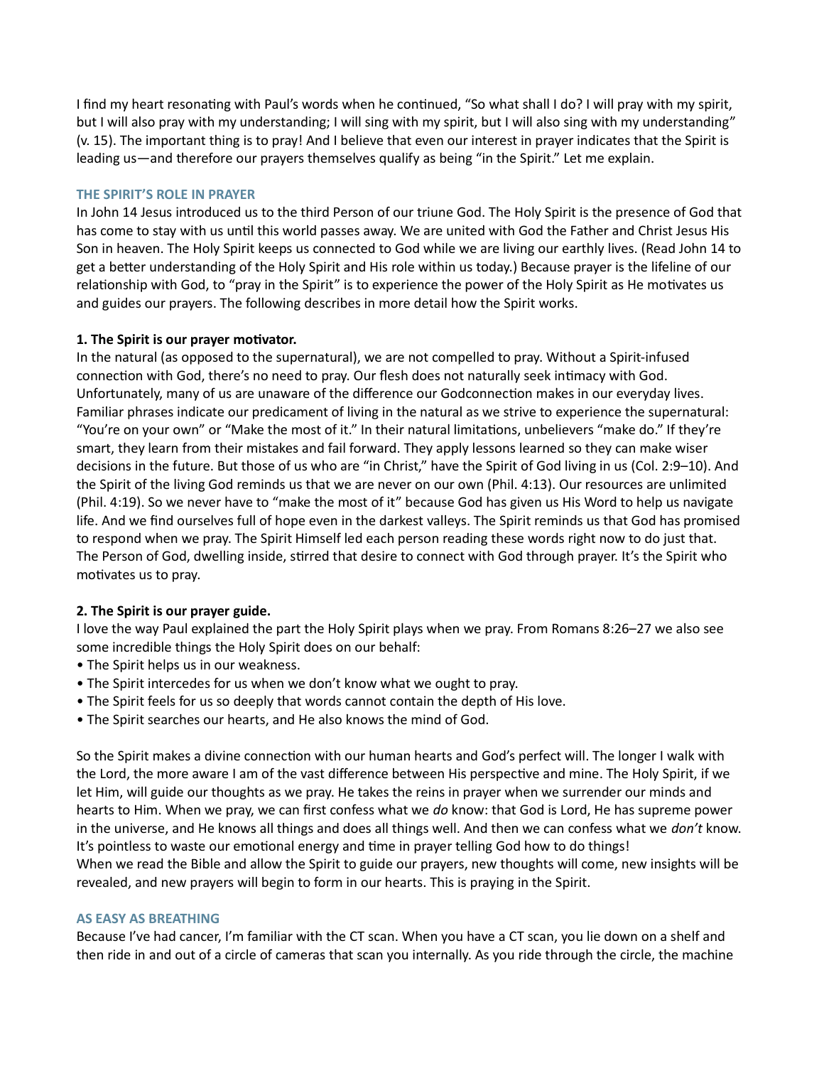I find my heart resonating with Paul's words when he continued, "So what shall I do? I will pray with my spirit, but I will also pray with my understanding; I will sing with my spirit, but I will also sing with my understanding" (v. 15). The important thing is to pray! And I believe that even our interest in prayer indicates that the Spirit is leading us—and therefore our prayers themselves qualify as being "in the Spirit." Let me explain.

## THE SPIRIT'S ROLE IN PRAYER

In John 14 Jesus introduced us to the third Person of our triune God. The Holy Spirit is the presence of God that has come to stay with us until this world passes away. We are united with God the Father and Christ Jesus His Son in heaven. The Holy Spirit keeps us connected to God while we are living our earthly lives. (Read John 14 to get a better understanding of the Holy Spirit and His role within us today.) Because prayer is the lifeline of our relationship with God, to "pray in the Spirit" is to experience the power of the Holy Spirit as He motivates us and guides our prayers. The following describes in more detail how the Spirit works.

### 1. The Spirit is our prayer motivator.

In the natural (as opposed to the supernatural), we are not compelled to pray. Without a Spirit-infused connection with God, there's no need to pray. Our flesh does not naturally seek intimacy with God. Unfortunately, many of us are unaware of the difference our Godconnection makes in our everyday lives. Familiar phrases indicate our predicament of living in the natural as we strive to experience the supernatural: "You're on your own" or "Make the most of it." In their natural limitations, unbelievers "make do." If they're smart, they learn from their mistakes and fail forward. They apply lessons learned so they can make wiser decisions in the future. But those of us who are "in Christ," have the Spirit of God living in us (Col. 2:9–10). And the Spirit of the living God reminds us that we are never on our own (Phil. 4:13). Our resources are unlimited (Phil. 4:19). So we never have to "make the most of it" because God has given us His Word to help us navigate life. And we find ourselves full of hope even in the darkest valleys. The Spirit reminds us that God has promised to respond when we pray. The Spirit Himself led each person reading these words right now to do just that. The Person of God, dwelling inside, stirred that desire to connect with God through prayer. It's the Spirit who motivates us to pray.

### 2. The Spirit is our prayer guide.

I love the way Paul explained the part the Holy Spirit plays when we pray. From Romans 8:26–27 we also see some incredible things the Holy Spirit does on our behalf:

- The Spirit helps us in our weakness.
- The Spirit intercedes for us when we don't know what we ought to pray.
- The Spirit feels for us so deeply that words cannot contain the depth of His love.
- The Spirit searches our hearts, and He also knows the mind of God.

So the Spirit makes a divine connection with our human hearts and God's perfect will. The longer I walk with the Lord, the more aware I am of the vast difference between His perspective and mine. The Holy Spirit, if we let Him, will guide our thoughts as we pray. He takes the reins in prayer when we surrender our minds and hearts to Him. When we pray, we can first confess what we *do* know: that God is Lord, He has supreme power in the universe, and He knows all things and does all things well. And then we can confess what we *don't* know. It's pointless to waste our emotional energy and time in prayer telling God how to do things!
When we read the Bible and allow the Spirit to guide our prayers, new thoughts will come, new insights will be revealed, and new prayers will begin to form in our hearts. This is praying in the Spirit.

## AS EASY AS BREATHING

Because I've had cancer, I'm familiar with the CT scan. When you have a CT scan, you lie down on a shelf and then ride in and out of a circle of cameras that scan you internally. As you ride through the circle, the machine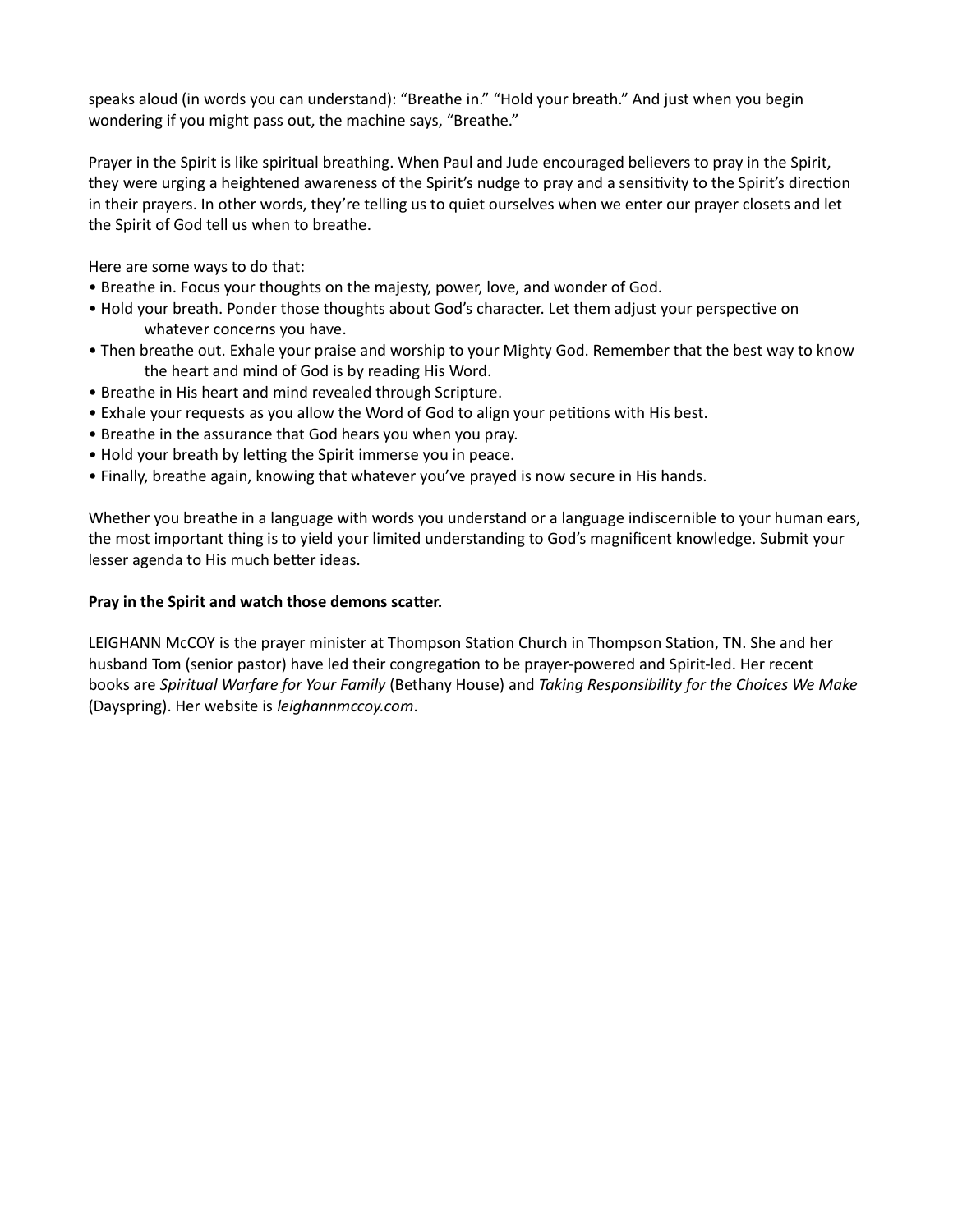speaks aloud (in words you can understand): "Breathe in." "Hold your breath." And just when you begin wondering if you might pass out, the machine says, "Breathe."

Prayer in the Spirit is like spiritual breathing. When Paul and Jude encouraged believers to pray in the Spirit, they were urging a heightened awareness of the Spirit's nudge to pray and a sensitivity to the Spirit's direction in their prayers. In other words, they're telling us to quiet ourselves when we enter our prayer closets and let the Spirit of God tell us when to breathe.

Here are some ways to do that:

- Breathe in. Focus your thoughts on the majesty, power, love, and wonder of God.
- Hold your breath. Ponder those thoughts about God's character. Let them adjust your perspective on whatever concerns you have.
- Then breathe out. Exhale your praise and worship to your Mighty God. Remember that the best way to know the heart and mind of God is by reading His Word.
- Breathe in His heart and mind revealed through Scripture.
- Exhale your requests as you allow the Word of God to align your petitions with His best.
- Breathe in the assurance that God hears you when you pray.
- Hold your breath by letting the Spirit immerse you in peace.
- Finally, breathe again, knowing that whatever you've prayed is now secure in His hands.

Whether you breathe in a language with words you understand or a language indiscernible to your human ears, the most important thing is to yield your limited understanding to God's magnificent knowledge. Submit your lesser agenda to His much better ideas.

**Pray in the Spirit and watch those demons scatter.**

LEIGHANN McCOY is the prayer minister at Thompson Station Church in Thompson Station, TN. She and her husband Tom (senior pastor) have led their congregation to be prayer-powered and Spirit-led. Her recent books are *Spiritual Warfare for Your Family* (Bethany House) and *Taking Responsibility for the Choices We Make* (Dayspring). Her website is *leighannmccoy.com*.